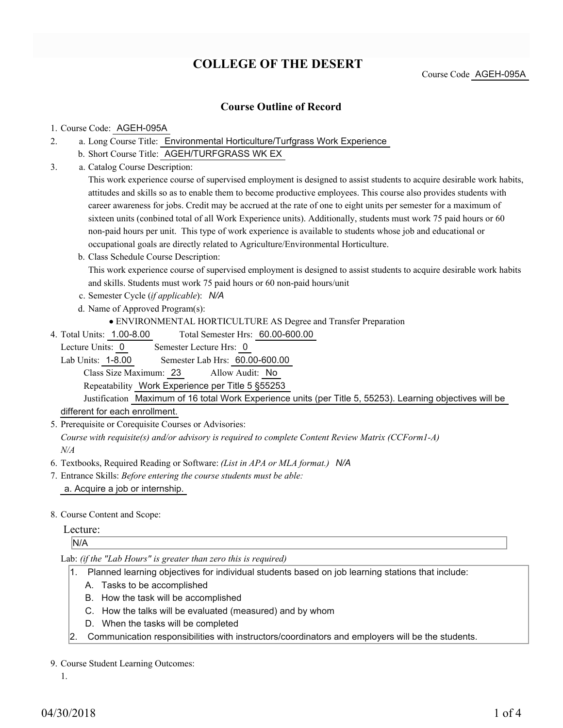# COLLEGE OF THE DESERT

Course Code AGEH-095A

## Course Outline of Record

1. Course Code: AGEH-095A
2. a. Long Course Title: Environmental Horticulture/Turfgrass Work Experience
   b. Short Course Title: AGEH/TURFGRASS WK EX
3. a. Catalog Course Description:
   This work experience course of supervised employment is designed to assist students to acquire desirable work habits, attitudes and skills so as to enable them to become productive employees. This course also provides students with career awareness for jobs. Credit may be accrued at the rate of one to eight units per semester for a maximum of sixteen units (conbined total of all Work Experience units). Additionally, students must work 75 paid hours or 60 non-paid hours per unit. This type of work experience is available to students whose job and educational or occupational goals are directly related to Agriculture/Environmental Horticulture.
   b. Class Schedule Course Description:
   This work experience course of supervised employment is designed to assist students to acquire desirable work habits and skills. Students must work 75 paid hours or 60 non-paid hours/unit
   c. Semester Cycle (*if applicable*): *N/A*
   d. Name of Approved Program(s):
   - ENVIRONMENTAL HORTICULTURE AS Degree and Transfer Preparation
4. Total Units: 1.00-8.00 Total Semester Hrs: 60.00-600.00
   Lecture Units: 0 Semester Lecture Hrs: 0
   Lab Units: 1-8.00 Semester Lab Hrs: 60.00-600.00
   Class Size Maximum: 23 Allow Audit: No
   Repeatability Work Experience per Title 5 §55253
   Justification Maximum of 16 total Work Experience units (per Title 5, 55253). Learning objectives will be different for each enrollment.
5. Prerequisite or Corequisite Courses or Advisories:
   *Course with requisite(s) and/or advisory is required to complete Content Review Matrix (CCForm1-A)*
   *N/A*
6. Textbooks, Required Reading or Software: *(List in APA or MLA format.)* *N/A*
7. Entrance Skills: *Before entering the course students must be able:*
   a. Acquire a job or internship.
8. Course Content and Scope:

   Lecture:

   N/A

   Lab: *(if the "Lab Hours" is greater than zero this is required)*

   1. Planned learning objectives for individual students based on job learning stations that include:
      A. Tasks to be accomplished
      B. How the task will be accomplished
      C. How the talks will be evaluated (measured) and by whom
      D. When the tasks will be completed
   2. Communication responsibilities with instructors/coordinators and employers will be the students.

9. Course Student Learning Outcomes:
   1.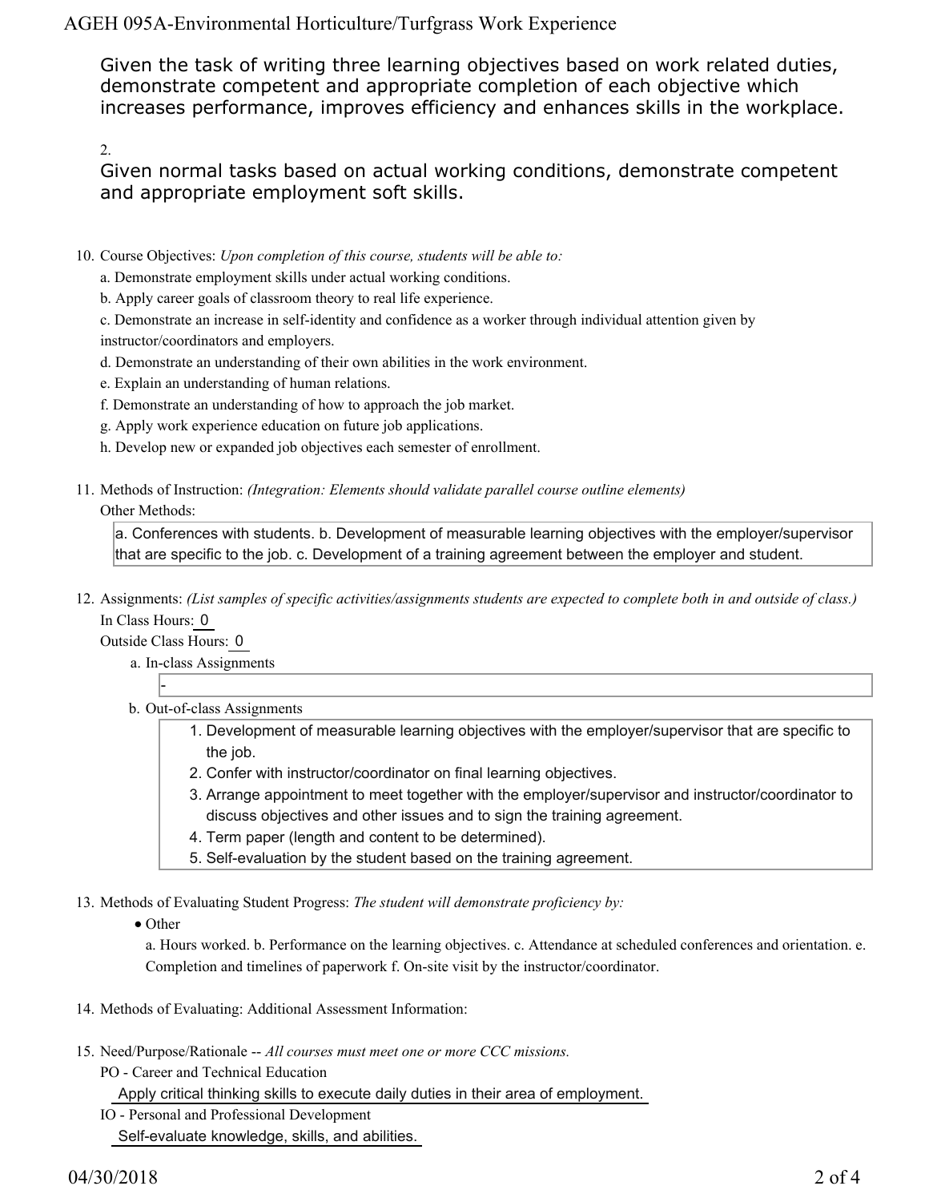Given the task of writing three learning objectives based on work related duties, demonstrate competent and appropriate completion of each objective which increases performance, improves efficiency and enhances skills in the workplace.

2.

Given normal tasks based on actual working conditions, demonstrate competent and appropriate employment soft skills.

10. Course Objectives: *Upon completion of this course, students will be able to:*
    a. Demonstrate employment skills under actual working conditions.
    b. Apply career goals of classroom theory to real life experience.
    c. Demonstrate an increase in self-identity and confidence as a worker through individual attention given by instructor/coordinators and employers.
    d. Demonstrate an understanding of their own abilities in the work environment.
    e. Explain an understanding of human relations.
    f. Demonstrate an understanding of how to approach the job market.
    g. Apply work experience education on future job applications.
    h. Develop new or expanded job objectives each semester of enrollment.

11. Methods of Instruction: *(Integration: Elements should validate parallel course outline elements)*
    Other Methods:
    a. Conferences with students. b. Development of measurable learning objectives with the employer/supervisor that are specific to the job. c. Development of a training agreement between the employer and student.

12. Assignments: *(List samples of specific activities/assignments students are expected to complete both in and outside of class.)*
    In Class Hours: 0
    Outside Class Hours: 0
    a. In-class Assignments
       -
    b. Out-of-class Assignments
       1. Development of measurable learning objectives with the employer/supervisor that are specific to the job.
       2. Confer with instructor/coordinator on final learning objectives.
       3. Arrange appointment to meet together with the employer/supervisor and instructor/coordinator to discuss objectives and other issues and to sign the training agreement.
       4. Term paper (length and content to be determined).
       5. Self-evaluation by the student based on the training agreement.

13. Methods of Evaluating Student Progress: *The student will demonstrate proficiency by:*
    - Other
      a. Hours worked. b. Performance on the learning objectives. c. Attendance at scheduled conferences and orientation. e. Completion and timelines of paperwork f. On-site visit by the instructor/coordinator.

14. Methods of Evaluating: Additional Assessment Information:

15. Need/Purpose/Rationale -- *All courses must meet one or more CCC missions.*
    PO - Career and Technical Education
    Apply critical thinking skills to execute daily duties in their area of employment.
    IO - Personal and Professional Development
    Self-evaluate knowledge, skills, and abilities.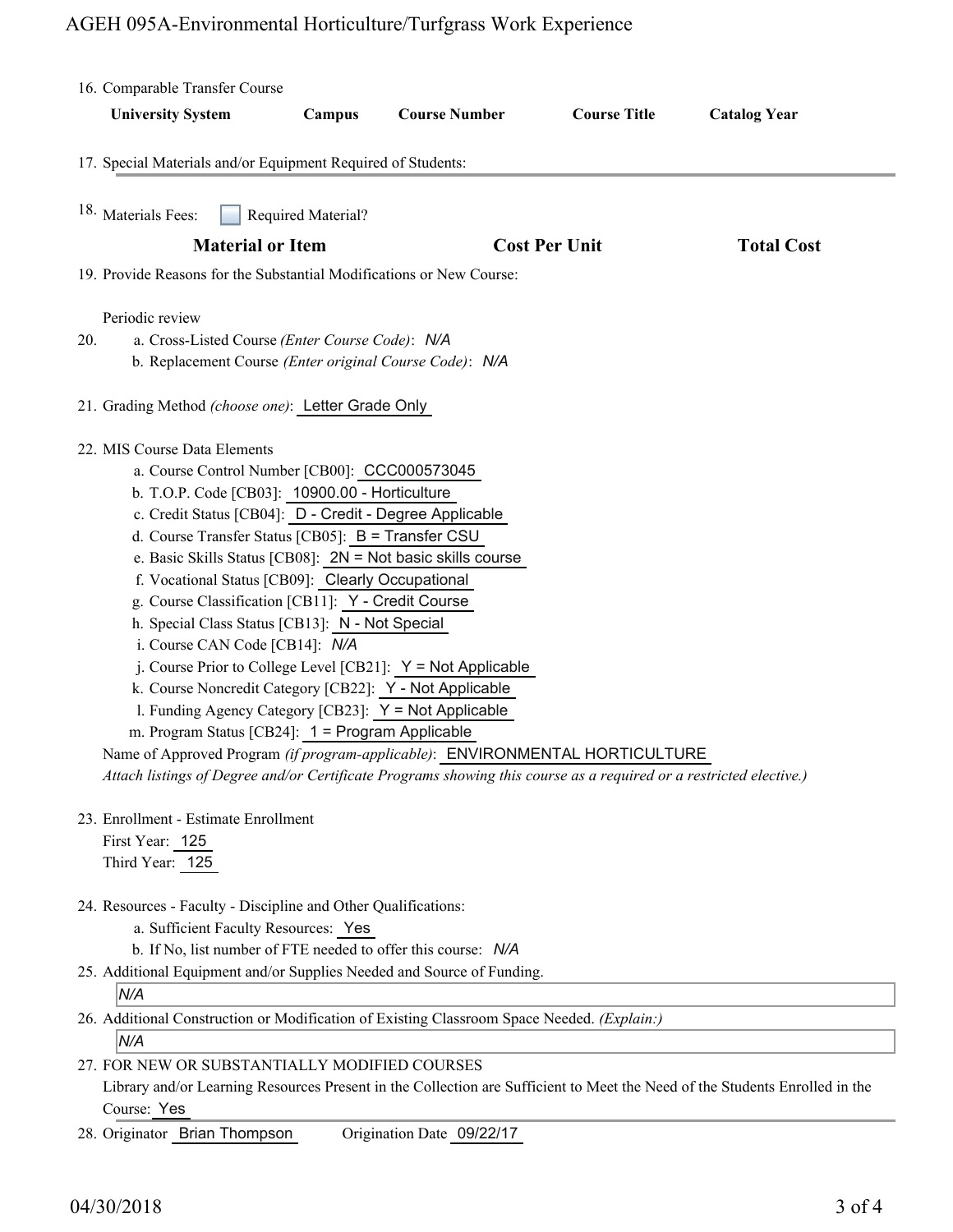16. Comparable Transfer Course

| University System | Campus | Course Number | Course Title | Catalog Year |
|---|---|---|---|---|

17. Special Materials and/or Equipment Required of Students:

18. Materials Fees: ☐ Required Material?

| Material or Item | Cost Per Unit | Total Cost |
|---|---|---|

19. Provide Reasons for the Substantial Modifications or New Course:

    Periodic review

20. a. Cross-Listed Course *(Enter Course Code)*: *N/A*
    b. Replacement Course *(Enter original Course Code)*: *N/A*

21. Grading Method *(choose one)*: Letter Grade Only

22. MIS Course Data Elements
    a. Course Control Number [CB00]: CCC000573045
    b. T.O.P. Code [CB03]: 10900.00 - Horticulture
    c. Credit Status [CB04]: D - Credit - Degree Applicable
    d. Course Transfer Status [CB05]: B = Transfer CSU
    e. Basic Skills Status [CB08]: 2N = Not basic skills course
    f. Vocational Status [CB09]: Clearly Occupational
    g. Course Classification [CB11]: Y - Credit Course
    h. Special Class Status [CB13]: N - Not Special
    i. Course CAN Code [CB14]: *N/A*
    j. Course Prior to College Level [CB21]: Y = Not Applicable
    k. Course Noncredit Category [CB22]: Y - Not Applicable
    l. Funding Agency Category [CB23]: Y = Not Applicable
    m. Program Status [CB24]: 1 = Program Applicable

    Name of Approved Program *(if program-applicable)*: ENVIRONMENTAL HORTICULTURE

    *Attach listings of Degree and/or Certificate Programs showing this course as a required or a restricted elective.)*

23. Enrollment - Estimate Enrollment
    First Year: 125
    Third Year: 125

24. Resources - Faculty - Discipline and Other Qualifications:
    a. Sufficient Faculty Resources: Yes
    b. If No, list number of FTE needed to offer this course: *N/A*

25. Additional Equipment and/or Supplies Needed and Source of Funding.

    *N/A*

26. Additional Construction or Modification of Existing Classroom Space Needed. *(Explain:)*

    *N/A*

27. FOR NEW OR SUBSTANTIALLY MODIFIED COURSES
    Library and/or Learning Resources Present in the Collection are Sufficient to Meet the Need of the Students Enrolled in the Course: Yes

28. Originator Brian Thompson    Origination Date 09/22/17